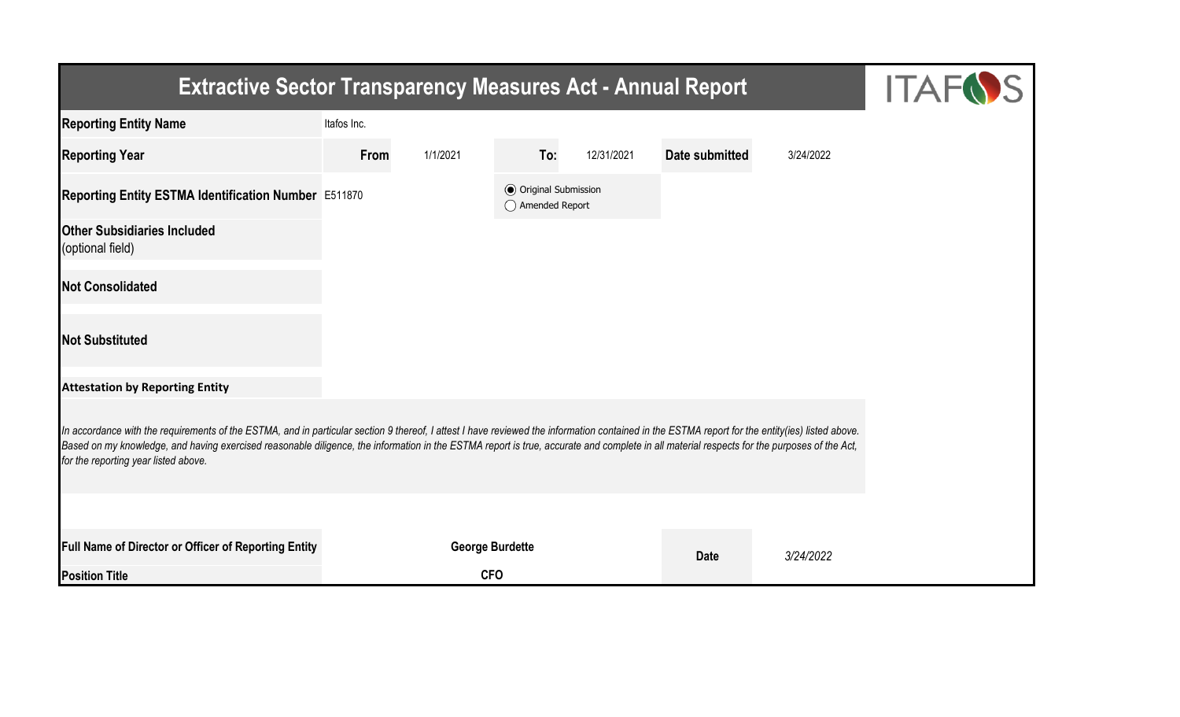# Extractive Sector Transparency Measures Act - Annual Report

ITAFOS

| | | | | | | |
|---|---|---|---|---|---|---|
| **Reporting Entity Name** | Itafos Inc. | | | | | |
| **Reporting Year** | **From** | 1/1/2021 | **To:** | 12/31/2021 | **Date submitted** | 3/24/2022 |
| **Reporting Entity ESTMA Identification Number** | E511870 | | ◉ Original Submission<br>◯ Amended Report | | | |
| **Other Subsidiaries Included** (optional field) | | | | | | |
| **Not Consolidated** | | | | | | |
| **Not Substituted** | | | | | | |

**Attestation by Reporting Entity**

*In accordance with the requirements of the ESTMA, and in particular section 9 thereof, I attest I have reviewed the information contained in the ESTMA report for the entity(ies) listed above. Based on my knowledge, and having exercised reasonable diligence, the information in the ESTMA report is true, accurate and complete in all material respects for the purposes of the Act, for the reporting year listed above.*

| | | | |
|---|---|---|---|
| **Full Name of Director or Officer of Reporting Entity** | **George Burdette** | **Date** | *3/24/2022* |
| **Position Title** | **CFO** | | |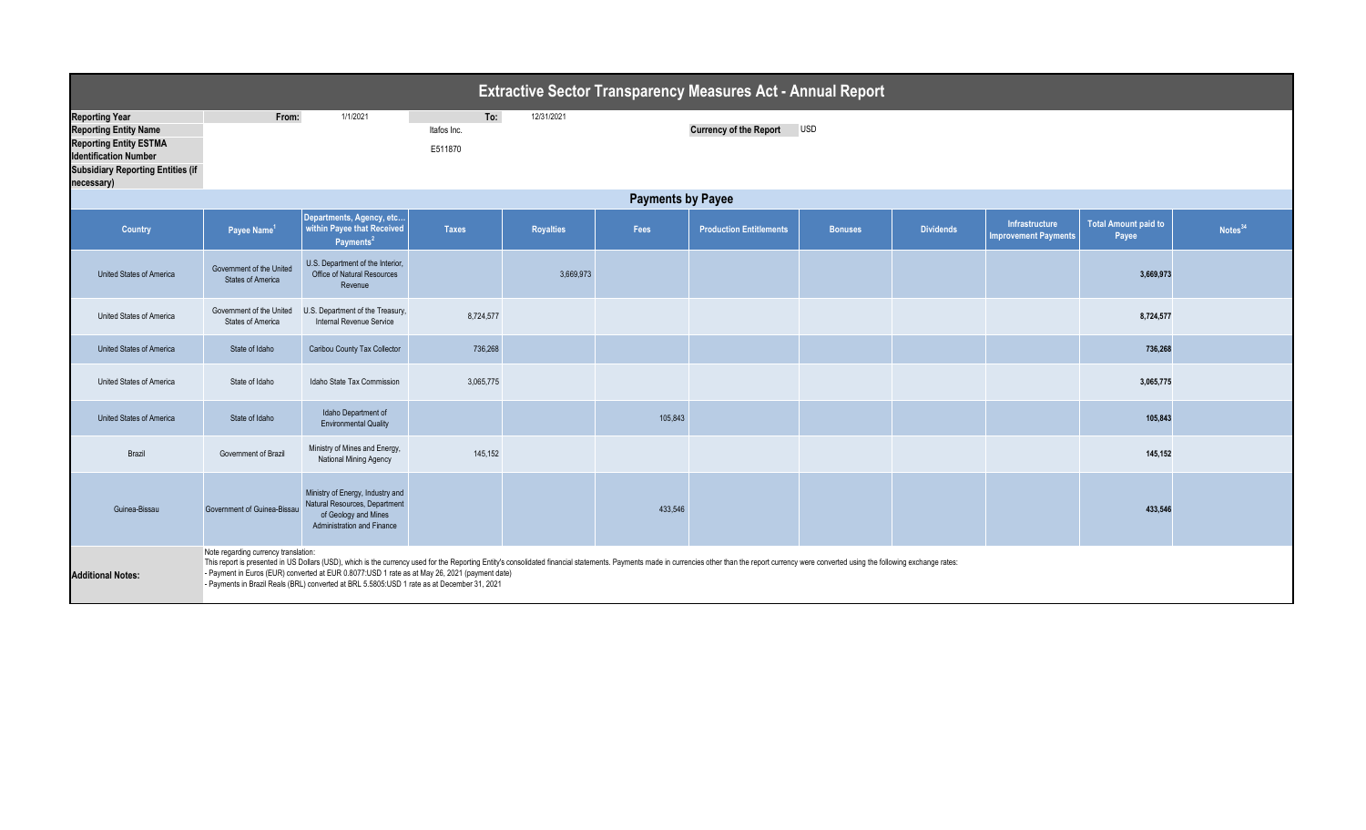# Extractive Sector Transparency Measures Act - Annual Report

| | | | | | |
|---|---|---|---|---|---|
| **Reporting Year** | From: | 1/1/2021 | To: | 12/31/2021 | |
| **Reporting Entity Name** | | | Itafos Inc. | | **Currency of the Report** USD |
| **Reporting Entity ESTMA Identification Number** | | | E511870 | | |
| **Subsidiary Reporting Entities (if necessary)** | | | | | |

## Payments by Payee

| Country | Payee Name[1] | Departments, Agency, etc… within Payee that Received Payments[2] | Taxes | Royalties | Fees | Production Entitlements | Bonuses | Dividends | Infrastructure Improvement Payments | Total Amount paid to Payee | Notes[34] |
|---|---|---|---|---|---|---|---|---|---|---|---|
| United States of America | Government of the United States of America | U.S. Department of the Interior, Office of Natural Resources Revenue | | 3,669,973 | | | | | | **3,669,973** | |
| United States of America | Government of the United States of America | U.S. Department of the Treasury, Internal Revenue Service | 8,724,577 | | | | | | | **8,724,577** | |
| United States of America | State of Idaho | Caribou County Tax Collector | 736,268 | | | | | | | **736,268** | |
| United States of America | State of Idaho | Idaho State Tax Commission | 3,065,775 | | | | | | | **3,065,775** | |
| United States of America | State of Idaho | Idaho Department of Environmental Quality | | | 105,843 | | | | | **105,843** | |
| Brazil | Government of Brazil | Ministry of Mines and Energy, National Mining Agency | 145,152 | | | | | | | **145,152** | |
| Guinea-Bissau | Government of Guinea-Bissau | Ministry of Energy, Industry and Natural Resources, Department of Geology and Mines Administration and Finance | | | 433,546 | | | | | **433,546** | |

**Additional Notes:**

Note regarding currency translation:
This report is presented in US Dollars (USD), which is the currency used for the Reporting Entity's consolidated financial statements. Payments made in currencies other than the report currency were converted using the following exchange rates:
- Payment in Euros (EUR) converted at EUR 0.8077:USD 1 rate as at May 26, 2021 (payment date)
- Payments in Brazil Reals (BRL) converted at BRL 5.5805:USD 1 rate as at December 31, 2021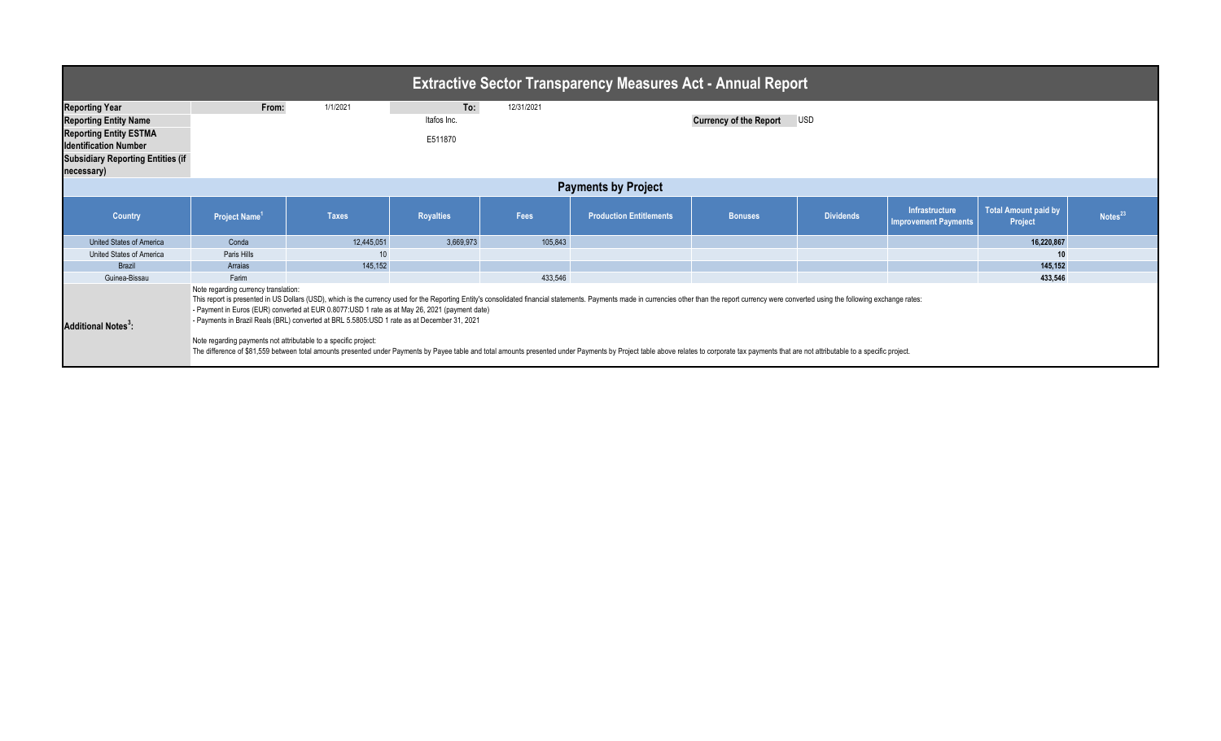# Extractive Sector Transparency Measures Act - Annual Report

| | | | | |
|---|---|---|---|---|
| **Reporting Year** | From: 1/1/2021 | To: 12/31/2021 | | |
| **Reporting Entity Name** | | Itafos Inc. | **Currency of the Report** | USD |
| **Reporting Entity ESTMA Identification Number** | | E511870 | | |
| **Subsidiary Reporting Entities (if necessary)** | | | | |

## Payments by Project

| Country | Project Name[1] | Taxes | Royalties | Fees | Production Entitlements | Bonuses | Dividends | Infrastructure Improvement Payments | Total Amount paid by Project | Notes[23] |
|---|---|---|---|---|---|---|---|---|---|---|
| United States of America | Conda | 12,445,051 | 3,669,973 | 105,843 | | | | | **16,220,867** | |
| United States of America | Paris Hills | 10 | | | | | | | **10** | |
| Brazil | Arraias | 145,152 | | | | | | | **145,152** | |
| Guinea-Bissau | Farim | | | 433,546 | | | | | **433,546** | |

**Additional Notes[3]:**

Note regarding currency translation:
This report is presented in US Dollars (USD), which is the currency used for the Reporting Entity's consolidated financial statements. Payments made in currencies other than the report currency were converted using the following exchange rates:
- Payment in Euros (EUR) converted at EUR 0.8077:USD 1 rate as at May 26, 2021 (payment date)
- Payments in Brazil Reals (BRL) converted at BRL 5.5805:USD 1 rate as at December 31, 2021

Note regarding payments not attributable to a specific project:
The difference of $81,559 between total amounts presented under Payments by Payee table and total amounts presented under Payments by Project table above relates to corporate tax payments that are not attributable to a specific project.